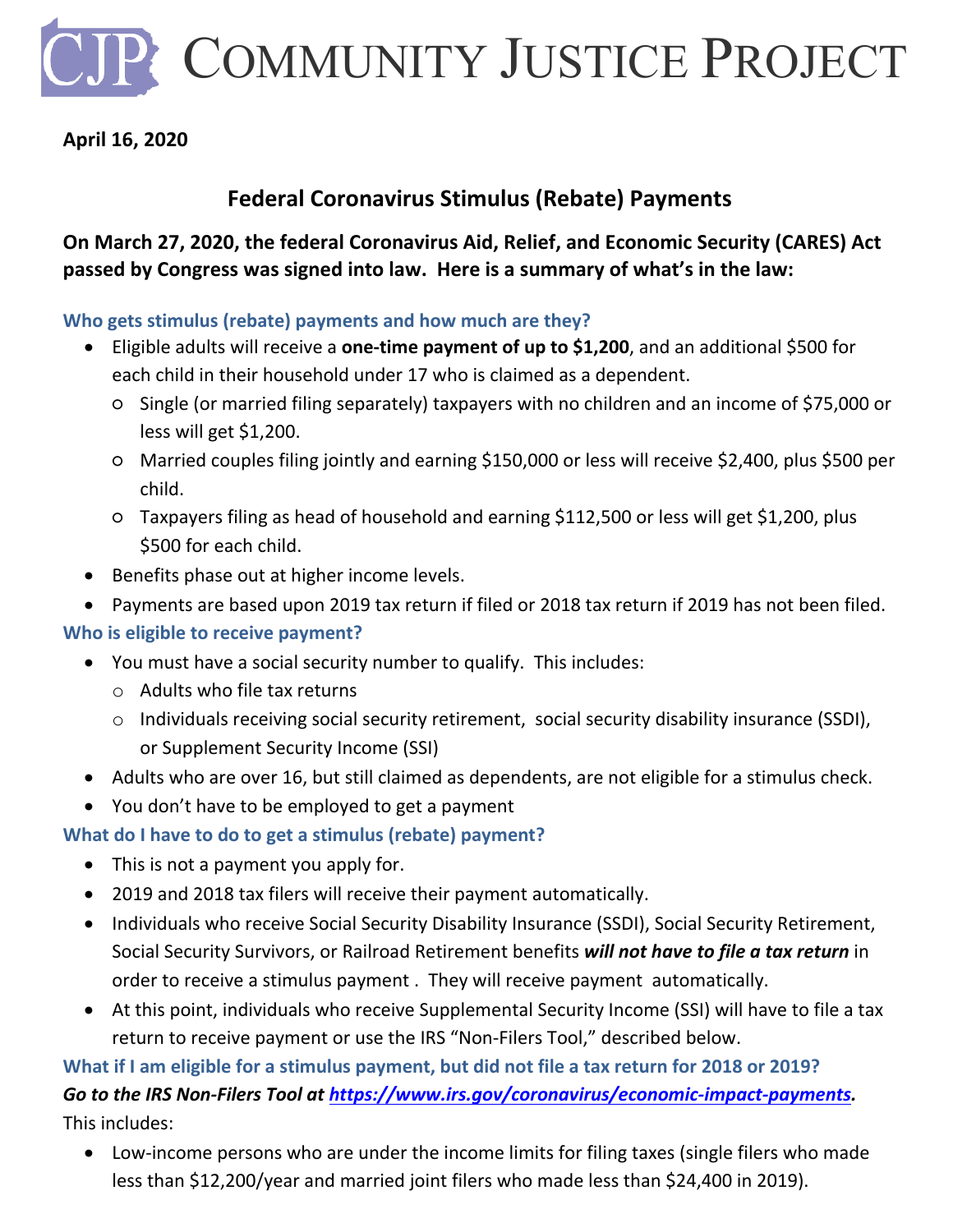# CJP COMMUNITY JUSTICE PROJECT

**April 16, 2020**

## Federal Coronavirus Stimulus (Rebate) Payments

**On March 27, 2020, the federal Coronavirus Aid, Relief, and Economic Security (CARES) Act passed by Congress was signed into law. Here is a summary of what's in the law:**

### Who gets stimulus (rebate) payments and how much are they?

- Eligible adults will receive a **one-time payment of up to $1,200**, and an additional $500 for each child in their household under 17 who is claimed as a dependent.
  - Single (or married filing separately) taxpayers with no children and an income of $75,000 or less will get $1,200.
  - Married couples filing jointly and earning $150,000 or less will receive $2,400, plus $500 per child.
  - Taxpayers filing as head of household and earning $112,500 or less will get $1,200, plus $500 for each child.
- Benefits phase out at higher income levels.
- Payments are based upon 2019 tax return if filed or 2018 tax return if 2019 has not been filed.

### Who is eligible to receive payment?

- You must have a social security number to qualify. This includes:
  - Adults who file tax returns
  - Individuals receiving social security retirement, social security disability insurance (SSDI), or Supplement Security Income (SSI)
- Adults who are over 16, but still claimed as dependents, are not eligible for a stimulus check.
- You don't have to be employed to get a payment

### What do I have to do to get a stimulus (rebate) payment?

- This is not a payment you apply for.
- 2019 and 2018 tax filers will receive their payment automatically.
- Individuals who receive Social Security Disability Insurance (SSDI), Social Security Retirement, Social Security Survivors, or Railroad Retirement benefits ***will not have to file a tax return*** in order to receive a stimulus payment . They will receive payment automatically.
- At this point, individuals who receive Supplemental Security Income (SSI) will have to file a tax return to receive payment or use the IRS "Non-Filers Tool," described below.

### What if I am eligible for a stimulus payment, but did not file a tax return for 2018 or 2019?

***Go to the IRS Non-Filers Tool at [https://www.irs.gov/coronavirus/economic-impact-payments](https://www.irs.gov/coronavirus/economic-impact-payments).***

This includes:

- Low-income persons who are under the income limits for filing taxes (single filers who made less than $12,200/year and married joint filers who made less than $24,400 in 2019).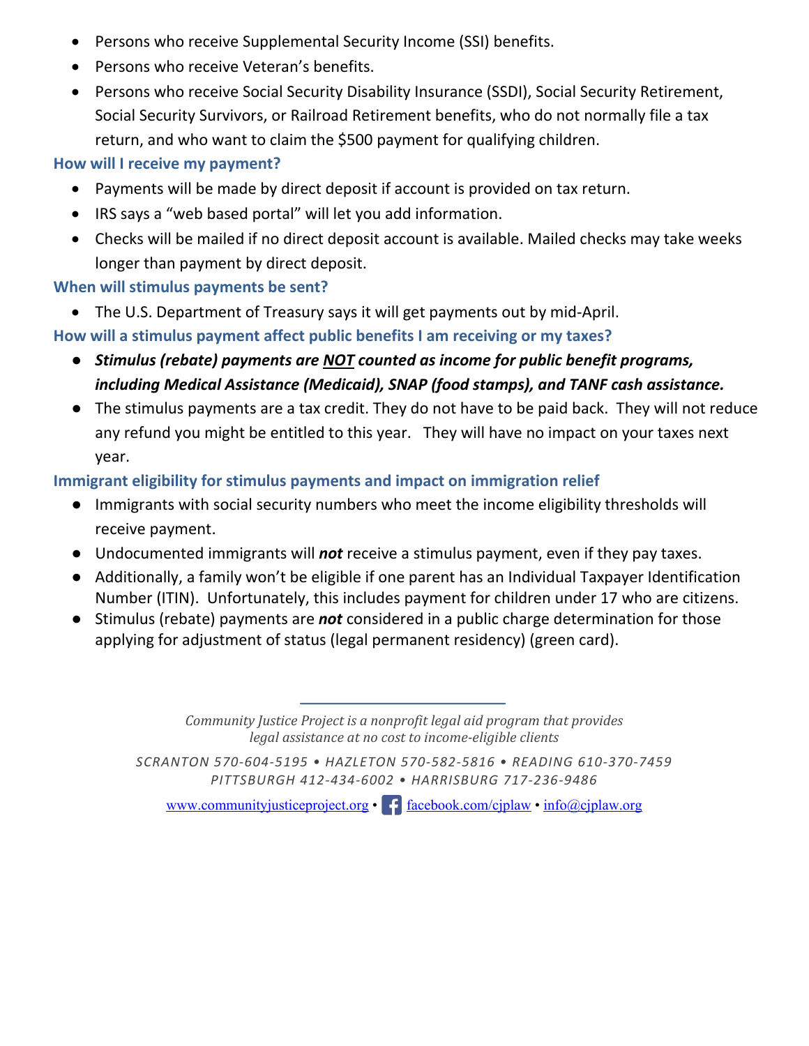- Persons who receive Supplemental Security Income (SSI) benefits.
- Persons who receive Veteran's benefits.
- Persons who receive Social Security Disability Insurance (SSDI), Social Security Retirement, Social Security Survivors, or Railroad Retirement benefits, who do not normally file a tax return, and who want to claim the $500 payment for qualifying children.

### How will I receive my payment?

- Payments will be made by direct deposit if account is provided on tax return.
- IRS says a "web based portal" will let you add information.
- Checks will be mailed if no direct deposit account is available. Mailed checks may take weeks longer than payment by direct deposit.

### When will stimulus payments be sent?

- The U.S. Department of Treasury says it will get payments out by mid-April.

### How will a stimulus payment affect public benefits I am receiving or my taxes?

- ***Stimulus (rebate) payments are <u>NOT</u> counted as income for public benefit programs, including Medical Assistance (Medicaid), SNAP (food stamps), and TANF cash assistance.***
- The stimulus payments are a tax credit. They do not have to be paid back. They will not reduce any refund you might be entitled to this year. They will have no impact on your taxes next year.

### Immigrant eligibility for stimulus payments and impact on immigration relief

- Immigrants with social security numbers who meet the income eligibility thresholds will receive payment.
- Undocumented immigrants will ***not*** receive a stimulus payment, even if they pay taxes.
- Additionally, a family won't be eligible if one parent has an Individual Taxpayer Identification Number (ITIN). Unfortunately, this includes payment for children under 17 who are citizens.
- Stimulus (rebate) payments are ***not*** considered in a public charge determination for those applying for adjustment of status (legal permanent residency) (green card).

---

*Community Justice Project is a nonprofit legal aid program that provides legal assistance at no cost to income-eligible clients*

*SCRANTON 570-604-5195 • HAZLETON 570-582-5816 • READING 610-370-7459*
*PITTSBURGH 412-434-6002 • HARRISBURG 717-236-9486*

www.communityjusticeproject.org • facebook.com/cjplaw • info@cjplaw.org